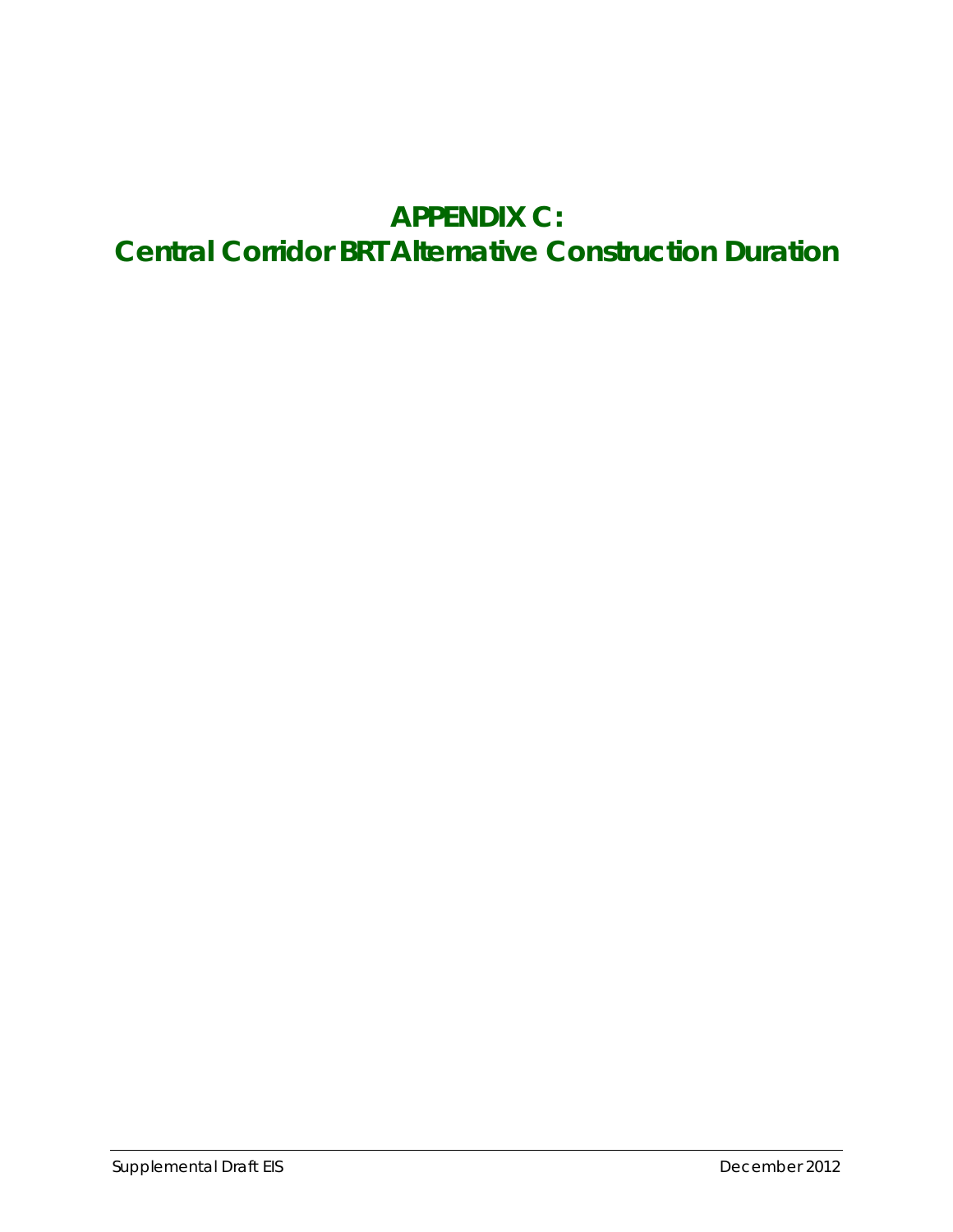# APPENDIX C:
# Central Corridor BRT Alternative Construction Duration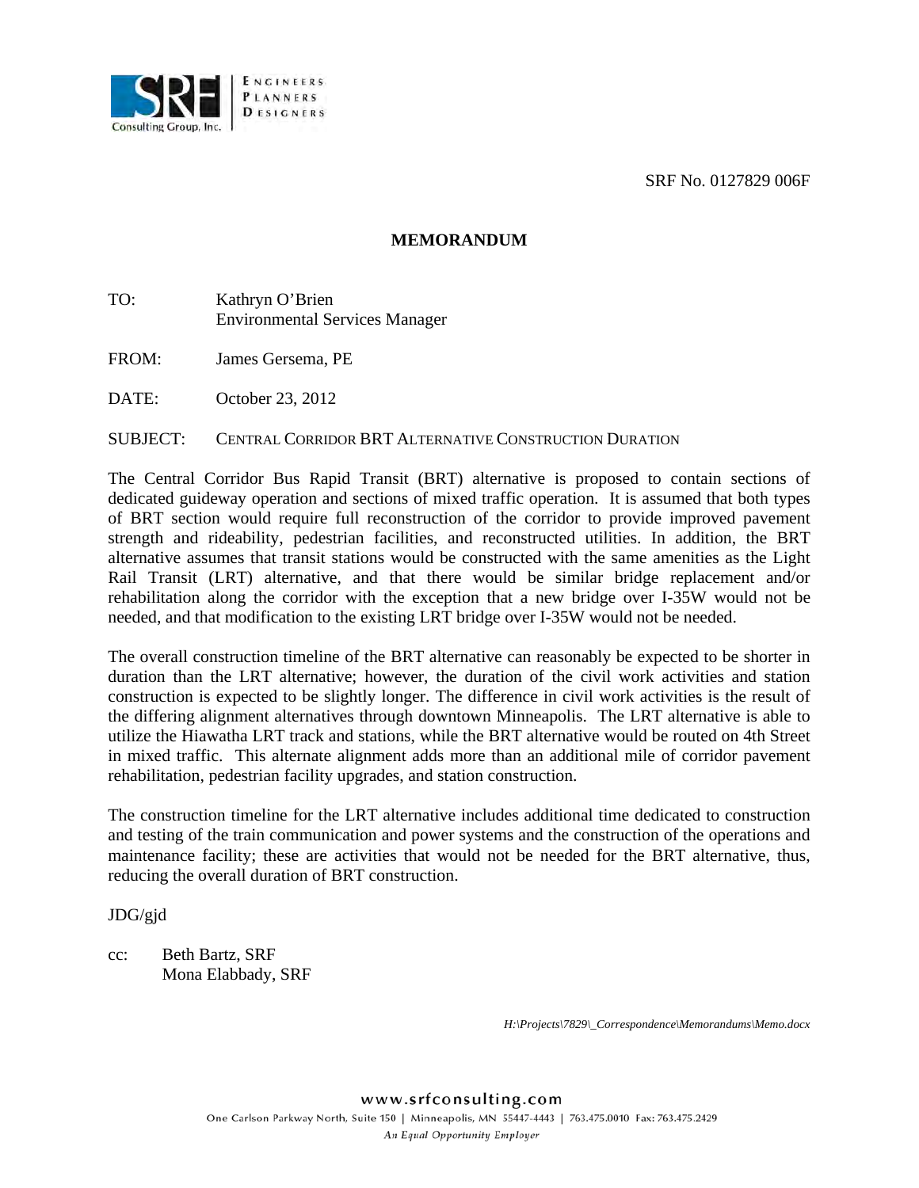SRF No. 0127829 006F

# MEMORANDUM

TO: Kathryn O'Brien
Environmental Services Manager

FROM: James Gersema, PE

DATE: October 23, 2012

SUBJECT: CENTRAL CORRIDOR BRT ALTERNATIVE CONSTRUCTION DURATION

The Central Corridor Bus Rapid Transit (BRT) alternative is proposed to contain sections of dedicated guideway operation and sections of mixed traffic operation. It is assumed that both types of BRT section would require full reconstruction of the corridor to provide improved pavement strength and rideability, pedestrian facilities, and reconstructed utilities. In addition, the BRT alternative assumes that transit stations would be constructed with the same amenities as the Light Rail Transit (LRT) alternative, and that there would be similar bridge replacement and/or rehabilitation along the corridor with the exception that a new bridge over I-35W would not be needed, and that modification to the existing LRT bridge over I-35W would not be needed.

The overall construction timeline of the BRT alternative can reasonably be expected to be shorter in duration than the LRT alternative; however, the duration of the civil work activities and station construction is expected to be slightly longer. The difference in civil work activities is the result of the differing alignment alternatives through downtown Minneapolis. The LRT alternative is able to utilize the Hiawatha LRT track and stations, while the BRT alternative would be routed on 4th Street in mixed traffic. This alternate alignment adds more than an additional mile of corridor pavement rehabilitation, pedestrian facility upgrades, and station construction.

The construction timeline for the LRT alternative includes additional time dedicated to construction and testing of the train communication and power systems and the construction of the operations and maintenance facility; these are activities that would not be needed for the BRT alternative, thus, reducing the overall duration of BRT construction.

JDG/gjd

cc: Beth Bartz, SRF
Mona Elabbady, SRF

*H:\Projects\7829\_Correspondence\Memorandums\Memo.docx*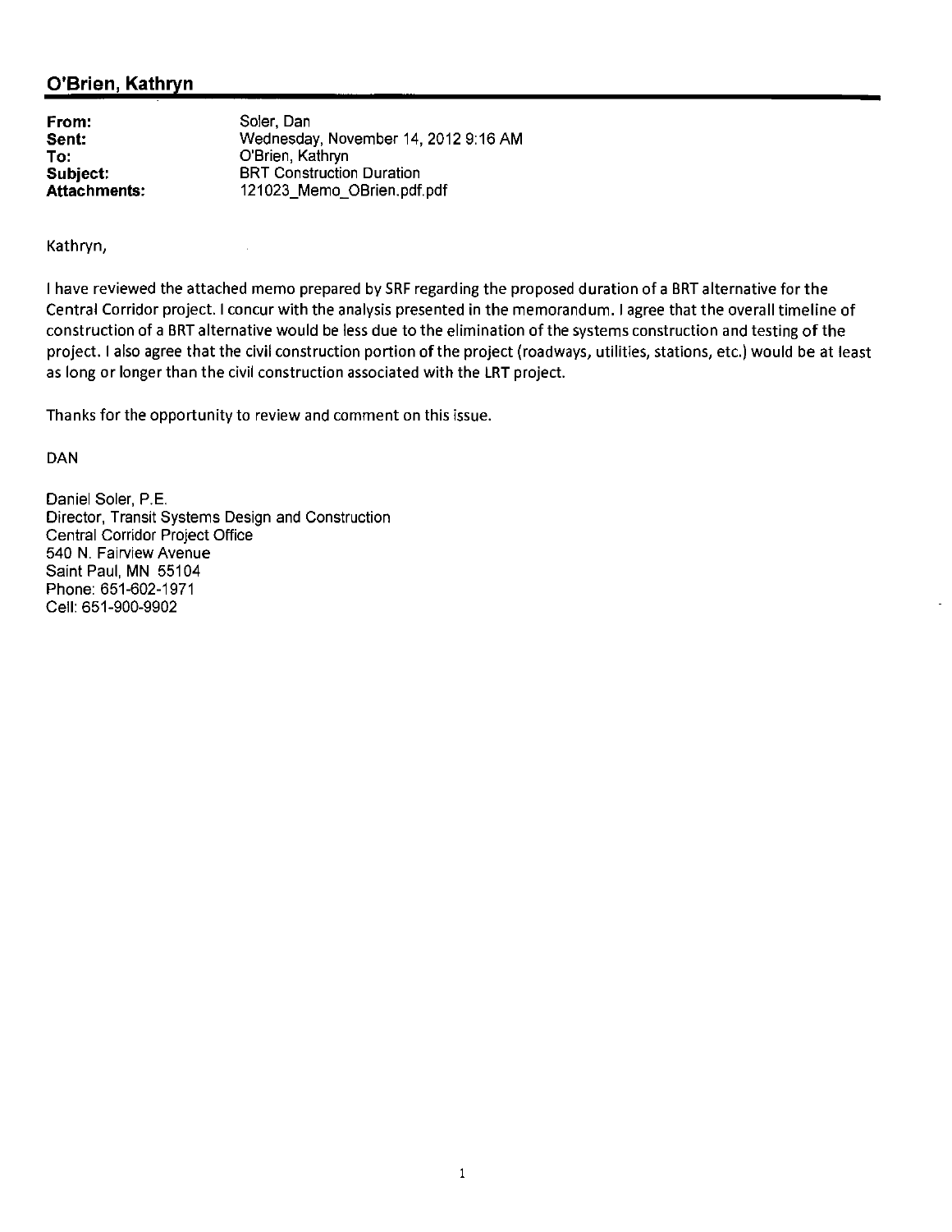## O'Brien, Kathryn

| | |
|---|---|
| **From:** | Soler, Dan |
| **Sent:** | Wednesday, November 14, 2012 9:16 AM |
| **To:** | O'Brien, Kathryn |
| **Subject:** | BRT Construction Duration |
| **Attachments:** | 121023_Memo_OBrien.pdf.pdf |

Kathryn,

I have reviewed the attached memo prepared by SRF regarding the proposed duration of a BRT alternative for the Central Corridor project. I concur with the analysis presented in the memorandum. I agree that the overall timeline of construction of a BRT alternative would be less due to the elimination of the systems construction and testing of the project. I also agree that the civil construction portion of the project (roadways, utilities, stations, etc.) would be at least as long or longer than the civil construction associated with the LRT project.

Thanks for the opportunity to review and comment on this issue.

DAN

Daniel Soler, P.E.
Director, Transit Systems Design and Construction
Central Corridor Project Office
540 N. Fairview Avenue
Saint Paul, MN 55104
Phone: 651-602-1971
Cell: 651-900-9902